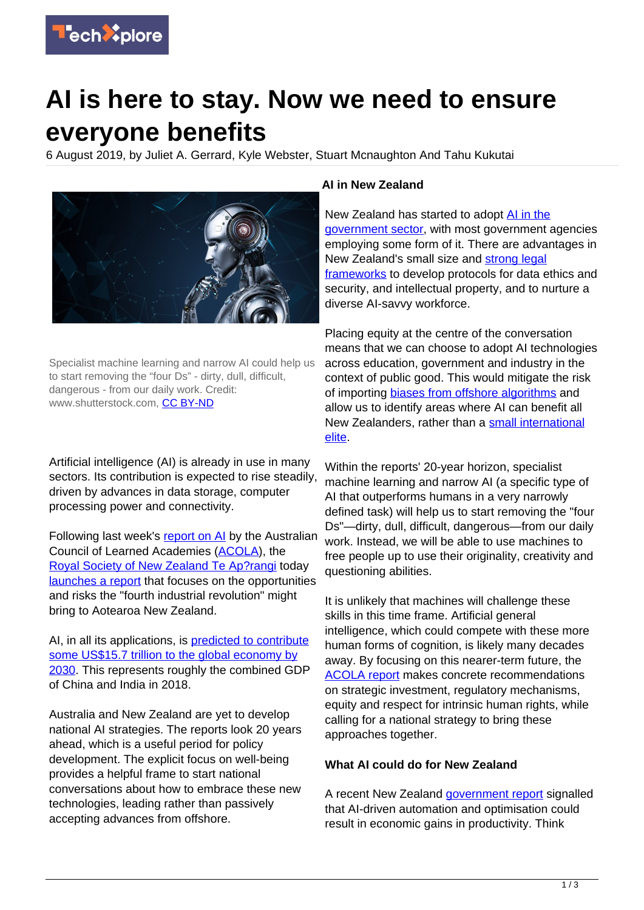# AI is here to stay. Now we need to ensure everyone benefits

6 August 2019, by Juliet A. Gerrard, Kyle Webster, Stuart Mcnaughton And Tahu Kukutai

Specialist machine learning and narrow AI could help us to start removing the “four Ds” - dirty, dull, difficult, dangerous - from our daily work. Credit: www.shutterstock.com, CC BY-ND

Artificial intelligence (AI) is already in use in many sectors. Its contribution is expected to rise steadily, driven by advances in data storage, computer processing power and connectivity.

Following last week's report on AI by the Australian Council of Learned Academies (ACOLA), the Royal Society of New Zealand Te Ap?rangi today launches a report that focuses on the opportunities and risks the "fourth industrial revolution" might bring to Aotearoa New Zealand.

AI, in all its applications, is predicted to contribute some US$15.7 trillion to the global economy by 2030. This represents roughly the combined GDP of China and India in 2018.

Australia and New Zealand are yet to develop national AI strategies. The reports look 20 years ahead, which is a useful period for policy development. The explicit focus on well-being provides a helpful frame to start national conversations about how to embrace these new technologies, leading rather than passively accepting advances from offshore.

**AI in New Zealand**

New Zealand has started to adopt AI in the government sector, with most government agencies employing some form of it. There are advantages in New Zealand's small size and strong legal frameworks to develop protocols for data ethics and security, and intellectual property, and to nurture a diverse AI-savvy workforce.

Placing equity at the centre of the conversation means that we can choose to adopt AI technologies across education, government and industry in the context of public good. This would mitigate the risk of importing biases from offshore algorithms and allow us to identify areas where AI can benefit all New Zealanders, rather than a small international elite.

Within the reports' 20-year horizon, specialist machine learning and narrow AI (a specific type of AI that outperforms humans in a very narrowly defined task) will help us to start removing the "four Ds"—dirty, dull, difficult, dangerous—from our daily work. Instead, we will be able to use machines to free people up to use their originality, creativity and questioning abilities.

It is unlikely that machines will challenge these skills in this time frame. Artificial general intelligence, which could compete with these more human forms of cognition, is likely many decades away. By focusing on this nearer-term future, the ACOLA report makes concrete recommendations on strategic investment, regulatory mechanisms, equity and respect for intrinsic human rights, while calling for a national strategy to bring these approaches together.

**What AI could do for New Zealand**

A recent New Zealand government report signalled that AI-driven automation and optimisation could result in economic gains in productivity. Think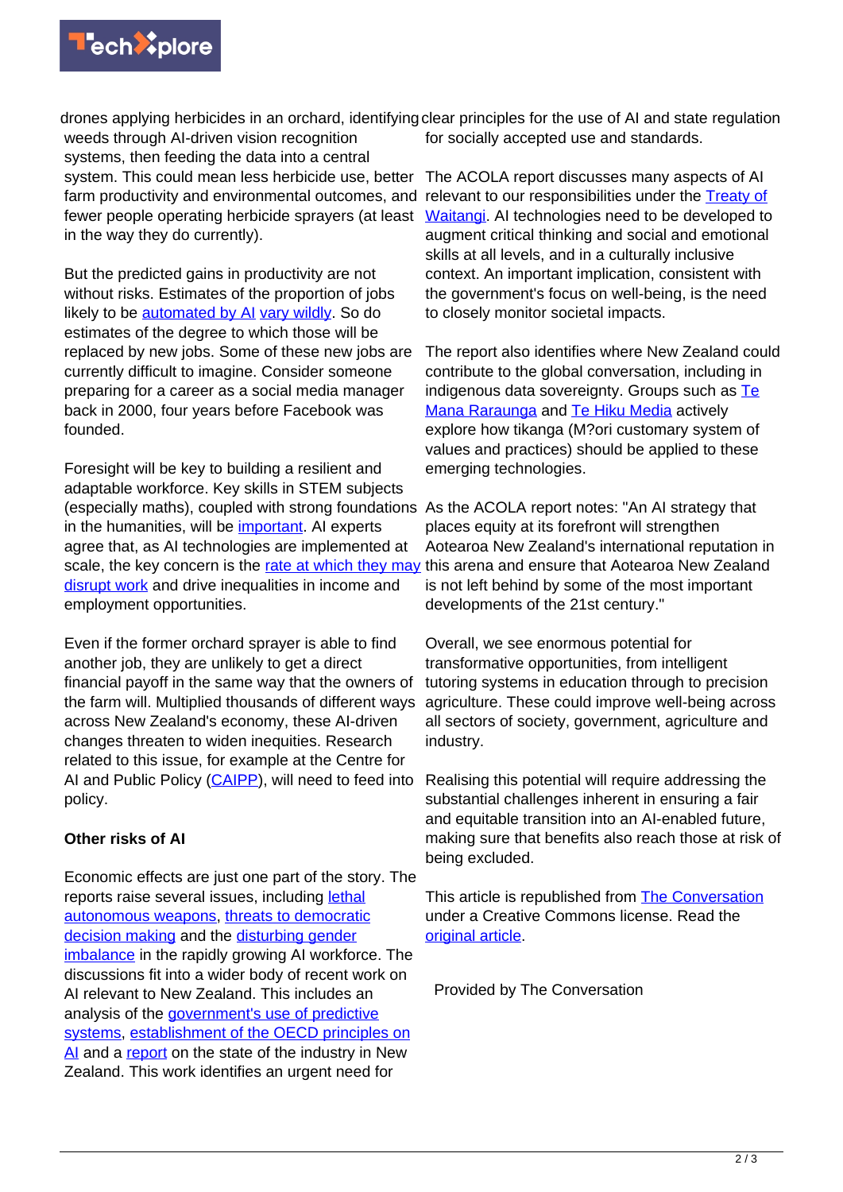drones applying herbicides in an orchard, identifying weeds through AI-driven vision recognition systems, then feeding the data into a central system. This could mean less herbicide use, better farm productivity and environmental outcomes, and fewer people operating herbicide sprayers (at least in the way they do currently).

But the predicted gains in productivity are not without risks. Estimates of the proportion of jobs likely to be automated by AI vary wildly. So do estimates of the degree to which those will be replaced by new jobs. Some of these new jobs are currently difficult to imagine. Consider someone preparing for a career as a social media manager back in 2000, four years before Facebook was founded.

Foresight will be key to building a resilient and adaptable workforce. Key skills in STEM subjects (especially maths), coupled with strong foundations in the humanities, will be important. AI experts agree that, as AI technologies are implemented at scale, the key concern is the rate at which they may disrupt work and drive inequalities in income and employment opportunities.

Even if the former orchard sprayer is able to find another job, they are unlikely to get a direct financial payoff in the same way that the owners of the farm will. Multiplied thousands of different ways across New Zealand's economy, these AI-driven changes threaten to widen inequities. Research related to this issue, for example at the Centre for AI and Public Policy (CAIPP), will need to feed into policy.

**Other risks of AI**

Economic effects are just one part of the story. The reports raise several issues, including lethal autonomous weapons, threats to democratic decision making and the disturbing gender imbalance in the rapidly growing AI workforce. The discussions fit into a wider body of recent work on AI relevant to New Zealand. This includes an analysis of the government's use of predictive systems, establishment of the OECD principles on AI and a report on the state of the industry in New Zealand. This work identifies an urgent need for clear principles for the use of AI and state regulation for socially accepted use and standards.

The ACOLA report discusses many aspects of AI relevant to our responsibilities under the Treaty of Waitangi. AI technologies need to be developed to augment critical thinking and social and emotional skills at all levels, and in a culturally inclusive context. An important implication, consistent with the government's focus on well-being, is the need to closely monitor societal impacts.

The report also identifies where New Zealand could contribute to the global conversation, including in indigenous data sovereignty. Groups such as Te Mana Raraunga and Te Hiku Media actively explore how tikanga (M?ori customary system of values and practices) should be applied to these emerging technologies.

As the ACOLA report notes: "An AI strategy that places equity at its forefront will strengthen Aotearoa New Zealand's international reputation in this arena and ensure that Aotearoa New Zealand is not left behind by some of the most important developments of the 21st century."

Overall, we see enormous potential for transformative opportunities, from intelligent tutoring systems in education through to precision agriculture. These could improve well-being across all sectors of society, government, agriculture and industry.

Realising this potential will require addressing the substantial challenges inherent in ensuring a fair and equitable transition into an AI-enabled future, making sure that benefits also reach those at risk of being excluded.

This article is republished from The Conversation under a Creative Commons license. Read the original article.

Provided by The Conversation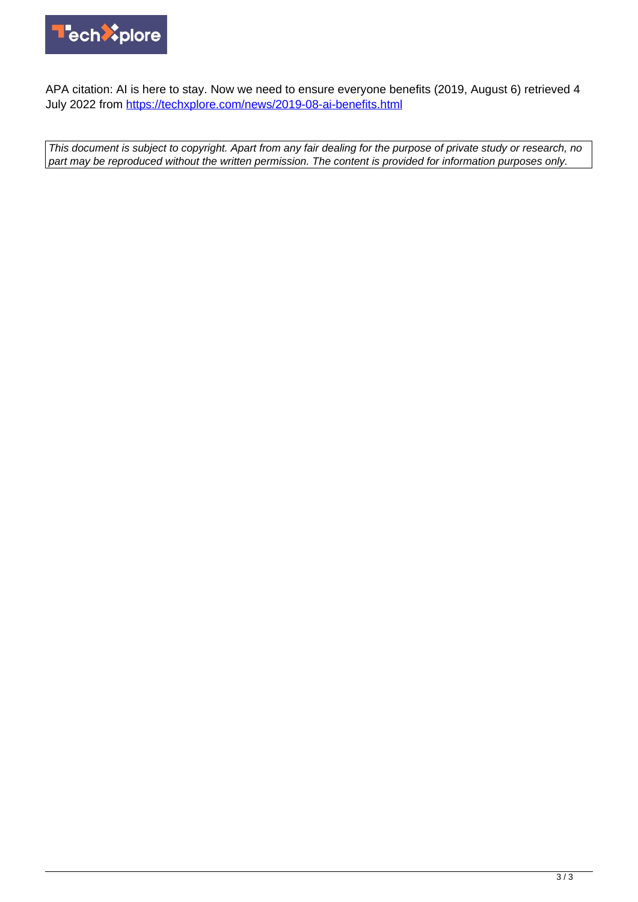APA citation: AI is here to stay. Now we need to ensure everyone benefits (2019, August 6) retrieved 4 July 2022 from https://techxplore.com/news/2019-08-ai-benefits.html

*This document is subject to copyright. Apart from any fair dealing for the purpose of private study or research, no part may be reproduced without the written permission. The content is provided for information purposes only.*